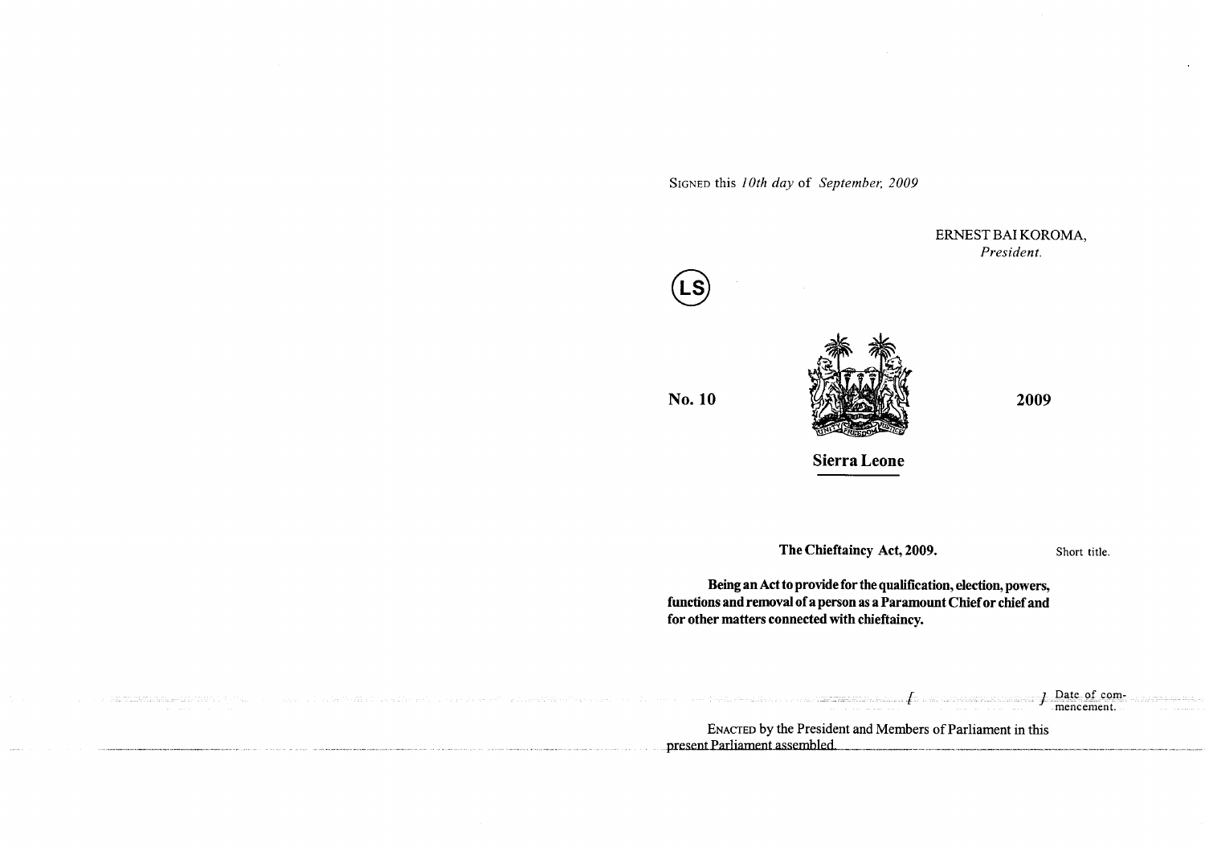SIGNED this *10th day* of *September, 2009*

ERNEST BAI KOROMA,
*President.*

(LS)

**No. 10** **2009**

**Sierra Leone**

**The Chieftaincy Act, 2009.** Short title.

**Being an Act to provide for the qualification, election, powers, functions and removal of a person as a Paramount Chief or chief and for other matters connected with chieftaincy.**

[ ] Date of commencement.

ENACTED by the President and Members of Parliament in this present Parliament assembled.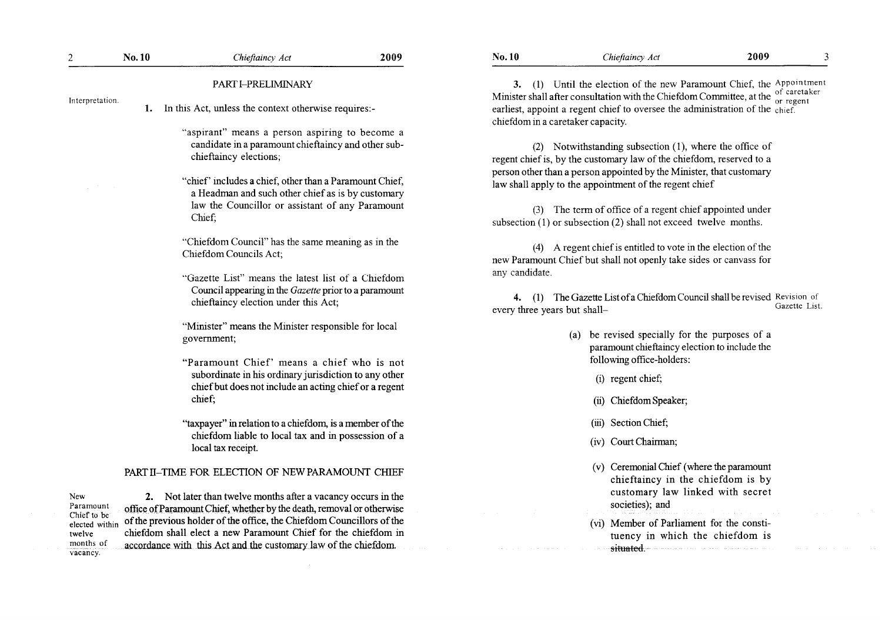## PART I–PRELIMINARY

Interpretation.

**1.** In this Act, unless the context otherwise requires:-

"aspirant" means a person aspiring to become a candidate in a paramount chieftaincy and other sub-chieftaincy elections;

"chief" includes a chief, other than a Paramount Chief, a Headman and such other chief as is by customary law the Councillor or assistant of any Paramount Chief;

"Chiefdom Council" has the same meaning as in the Chiefdom Councils Act;

"Gazette List" means the latest list of a Chiefdom Council appearing in the *Gazette* prior to a paramount chieftaincy election under this Act;

"Minister" means the Minister responsible for local government;

"Paramount Chief" means a chief who is not subordinate in his ordinary jurisdiction to any other chief but does not include an acting chief or a regent chief;

"taxpayer" in relation to a chiefdom, is a member of the chiefdom liable to local tax and in possession of a local tax receipt.

## PART II–TIME FOR ELECTION OF NEW PARAMOUNT CHIEF

New Paramount Chief to be elected within twelve months of vacancy.

**2.** Not later than twelve months after a vacancy occurs in the office of Paramount Chief, whether by the death, removal or otherwise of the previous holder of the office, the Chiefdom Councillors of the chiefdom shall elect a new Paramount Chief for the chiefdom in accordance with this Act and the customary law of the chiefdom.

Appointment of caretaker or regent chief.

**3.** (1) Until the election of the new Paramount Chief, the Minister shall after consultation with the Chiefdom Committee, at the earliest, appoint a regent chief to oversee the administration of the chiefdom in a caretaker capacity.

(2) Notwithstanding subsection (1), where the office of regent chief is, by the customary law of the chiefdom, reserved to a person other than a person appointed by the Minister, that customary law shall apply to the appointment of the regent chief

(3) The term of office of a regent chief appointed under subsection (1) or subsection (2) shall not exceed twelve months.

(4) A regent chief is entitled to vote in the election of the new Paramount Chief but shall not openly take sides or canvass for any candidate.

Revision of Gazette List.

**4.** (1) The Gazette List of a Chiefdom Council shall be revised every three years but shall–

(a) be revised specially for the purposes of a paramount chieftaincy election to include the following office-holders:

(i) regent chief;

(ii) Chiefdom Speaker;

(iii) Section Chief;

(iv) Court Chairman;

(v) Ceremonial Chief (where the paramount chieftaincy in the chiefdom is by customary law linked with secret societies); and

(vi) Member of Parliament for the constituency in which the chiefdom is situated.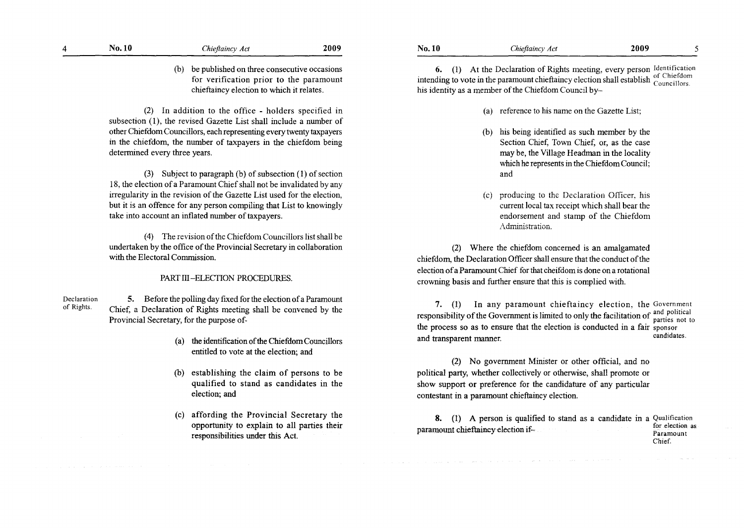(b) be published on three consecutive occasions for verification prior to the paramount chieftaincy election to which it relates.

(2) In addition to the office - holders specified in subsection (1), the revised Gazette List shall include a number of other Chiefdom Councillors, each representing every twenty taxpayers in the chiefdom, the number of taxpayers in the chiefdom being determined every three years.

(3) Subject to paragraph (b) of subsection (1) of section 18, the election of a Paramount Chief shall not be invalidated by any irregularity in the revision of the Gazette List used for the election, but it is an offence for any person compiling that List to knowingly take into account an inflated number of taxpayers.

(4) The revision of the Chiefdom Councillors list shall be undertaken by the office of the Provincial Secretary in collaboration with the Electoral Commission.

## PART III–ELECTION PROCEDURES.

Declaration of Rights.

**5.** Before the polling day fixed for the election of a Paramount Chief, a Declaration of Rights meeting shall be convened by the Provincial Secretary, for the purpose of-

(a) the identification of the Chiefdom Councillors entitled to vote at the election; and

(b) establishing the claim of persons to be qualified to stand as candidates in the election; and

(c) affording the Provincial Secretary the opportunity to explain to all parties their responsibilities under this Act.

Identification of Chiefdom Councillors.

**6.** (1) At the Declaration of Rights meeting, every person intending to vote in the paramount chieftaincy election shall establish his identity as a member of the Chiefdom Council by–

(a) reference to his name on the Gazette List;

(b) his being identified as such member by the Section Chief, Town Chief, or, as the case may be, the Village Headman in the locality which he represents in the Chiefdom Council; and

(c) producing to the Declaration Officer, his current local tax receipt which shall bear the endorsement and stamp of the Chiefdom Administration.

(2) Where the chiefdom concerned is an amalgamated chiefdom, the Declaration Officer shall ensure that the conduct of the election of a Paramount Chief for that cheifdom is done on a rotational crowning basis and further ensure that this is complied with.

Government and political parties not to sponsor candidates.

**7.** (1) In any paramount chieftaincy election, the responsibility of the Government is limited to only the facilitation of the process so as to ensure that the election is conducted in a fair and transparent manner.

(2) No government Minister or other official, and no political party, whether collectively or otherwise, shall promote or show support or preference for the candidature of any particular contestant in a paramount chieftaincy election.

Qualification for election as Paramount Chief.

**8.** (1) A person is qualified to stand as a candidate in a paramount chieftaincy election if–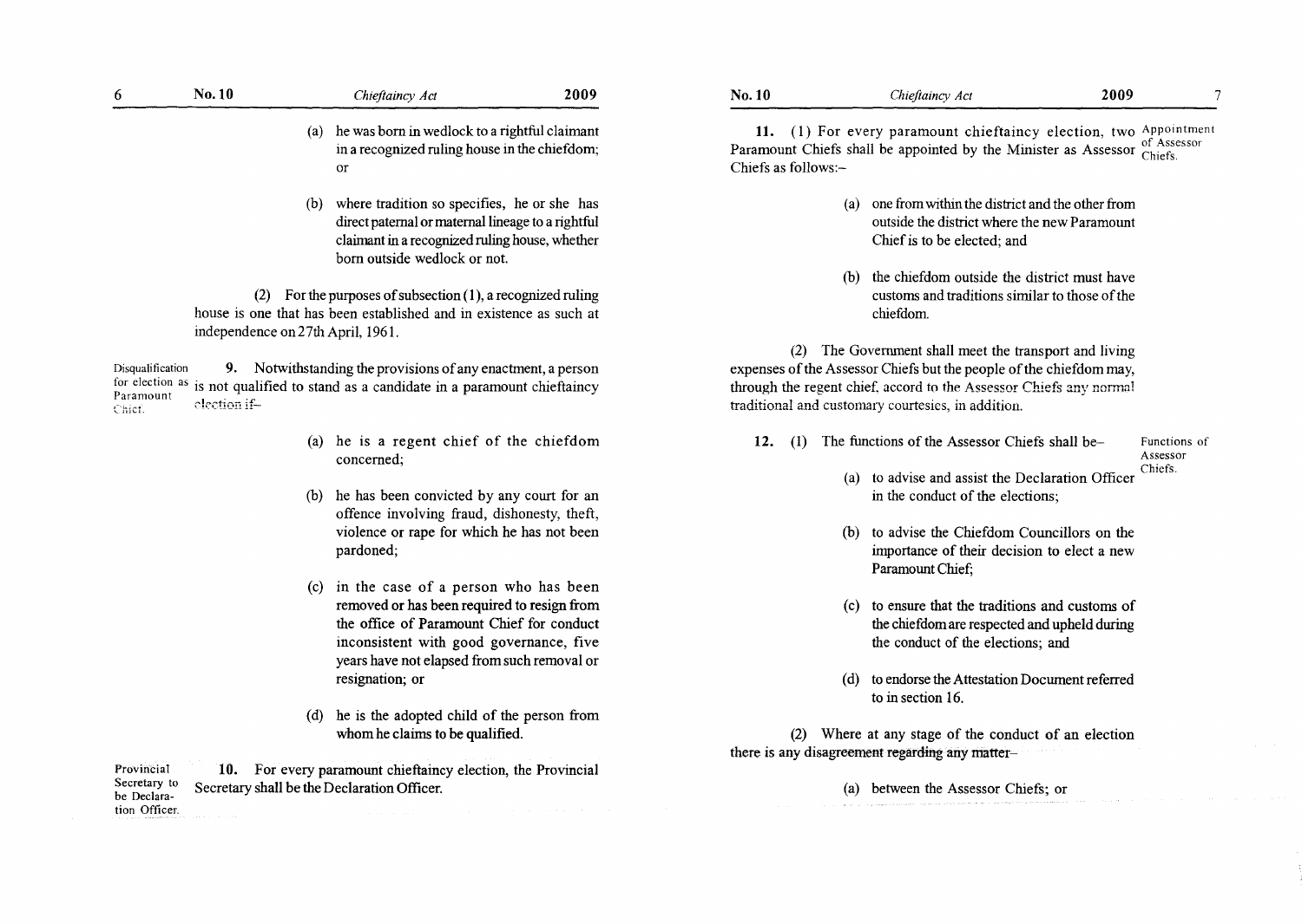(a) he was born in wedlock to a rightful claimant in a recognized ruling house in the chiefdom; or

(b) where tradition so specifies, he or she has direct paternal or maternal lineage to a rightful claimant in a recognized ruling house, whether born outside wedlock or not.

(2) For the purposes of subsection (1), a recognized ruling house is one that has been established and in existence as such at independence on 27th April, 1961.

*Disqualification for election as Paramount Chief.*

**9.** Notwithstanding the provisions of any enactment, a person is not qualified to stand as a candidate in a paramount chieftaincy election if–

(a) he is a regent chief of the chiefdom concerned;

(b) he has been convicted by any court for an offence involving fraud, dishonesty, theft, violence or rape for which he has not been pardoned;

(c) in the case of a person who has been removed or has been required to resign from the office of Paramount Chief for conduct inconsistent with good governance, five years have not elapsed from such removal or resignation; or

(d) he is the adopted child of the person from whom he claims to be qualified.

*Provincial Secretary to be Declaration Officer.*

**10.** For every paramount chieftaincy election, the Provincial Secretary shall be the Declaration Officer.

*Appointment of Assessor Chiefs.*

**11.** (1) For every paramount chieftaincy election, two Paramount Chiefs shall be appointed by the Minister as Assessor Chiefs as follows:–

(a) one from within the district and the other from outside the district where the new Paramount Chief is to be elected; and

(b) the chiefdom outside the district must have customs and traditions similar to those of the chiefdom.

(2) The Government shall meet the transport and living expenses of the Assessor Chiefs but the people of the chiefdom may, through the regent chief, accord to the Assessor Chiefs any normal traditional and customary courtesies, in addition.

*Functions of Assessor Chiefs.*

**12.** (1) The functions of the Assessor Chiefs shall be–

(a) to advise and assist the Declaration Officer in the conduct of the elections;

(b) to advise the Chiefdom Councillors on the importance of their decision to elect a new Paramount Chief;

(c) to ensure that the traditions and customs of the chiefdom are respected and upheld during the conduct of the elections; and

(d) to endorse the Attestation Document referred to in section 16.

(2) Where at any stage of the conduct of an election there is any disagreement regarding any matter–

(a) between the Assessor Chiefs; or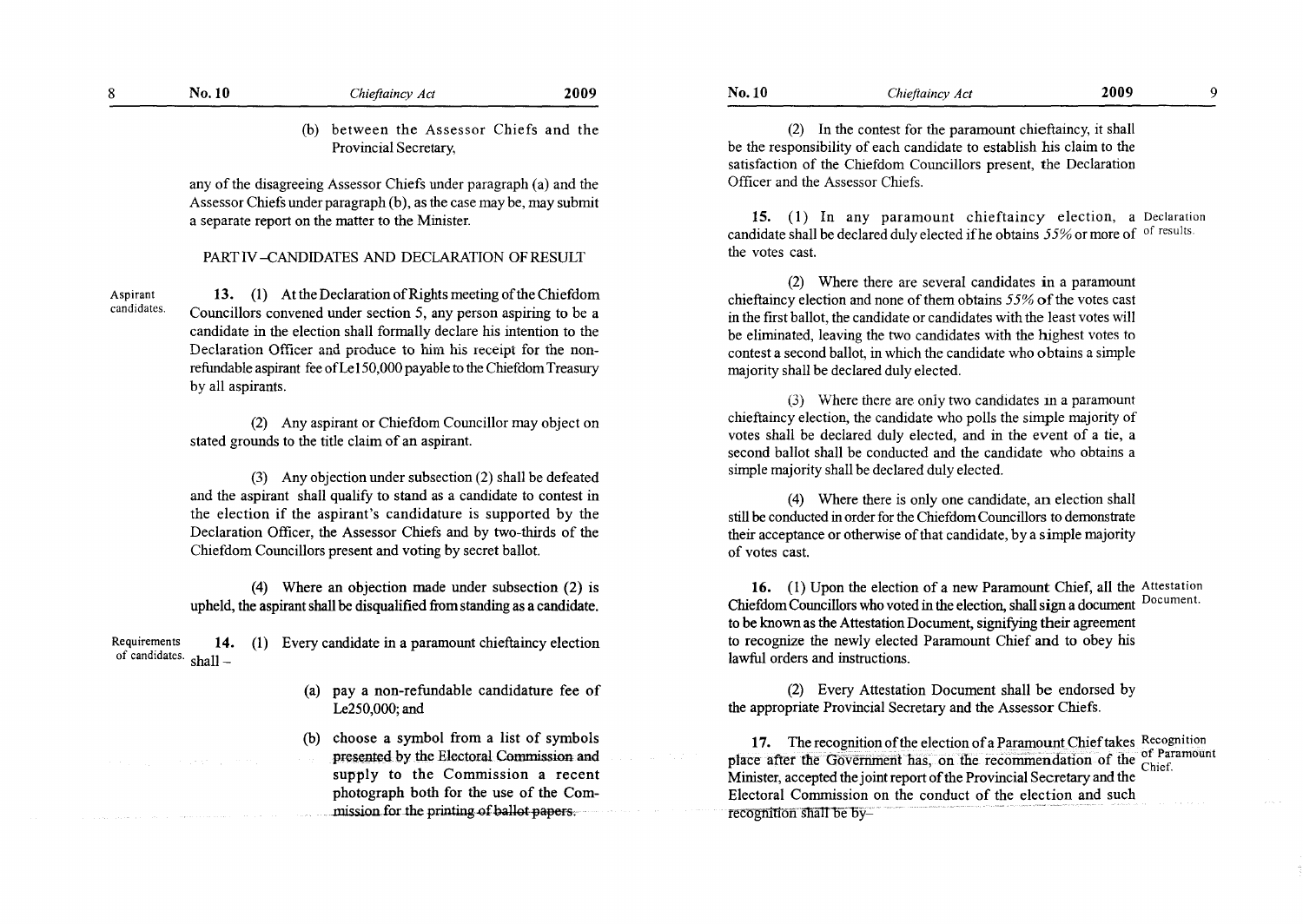(b) between the Assessor Chiefs and the Provincial Secretary,

any of the disagreeing Assessor Chiefs under paragraph (a) and the Assessor Chiefs under paragraph (b), as the case may be, may submit a separate report on the matter to the Minister.

## PART IV –CANDIDATES AND DECLARATION OF RESULT

Aspirant candidates.

**13.** (1) At the Declaration of Rights meeting of the Chiefdom Councillors convened under section 5, any person aspiring to be a candidate in the election shall formally declare his intention to the Declaration Officer and produce to him his receipt for the non-refundable aspirant fee of Le150,000 payable to the Chiefdom Treasury by all aspirants.

(2) Any aspirant or Chiefdom Councillor may object on stated grounds to the title claim of an aspirant.

(3) Any objection under subsection (2) shall be defeated and the aspirant shall qualify to stand as a candidate to contest in the election if the aspirant's candidature is supported by the Declaration Officer, the Assessor Chiefs and by two-thirds of the Chiefdom Councillors present and voting by secret ballot.

(4) Where an objection made under subsection (2) is upheld, the aspirant shall be disqualified from standing as a candidate.

Requirements of candidates.

**14.** (1) Every candidate in a paramount chieftaincy election shall –

(a) pay a non-refundable candidature fee of Le250,000; and

(b) choose a symbol from a list of symbols presented by the Electoral Commission and supply to the Commission a recent photograph both for the use of the Commission for the printing of ballot papers.

(2) In the contest for the paramount chieftaincy, it shall be the responsibility of each candidate to establish his claim to the satisfaction of the Chiefdom Councillors present, the Declaration Officer and the Assessor Chiefs.

Declaration of results.

**15.** (1) In any paramount chieftaincy election, a candidate shall be declared duly elected if he obtains 55% or more of the votes cast.

(2) Where there are several candidates in a paramount chieftaincy election and none of them obtains 55% of the votes cast in the first ballot, the candidate or candidates with the least votes will be eliminated, leaving the two candidates with the highest votes to contest a second ballot, in which the candidate who obtains a simple majority shall be declared duly elected.

(3) Where there are only two candidates in a paramount chieftaincy election, the candidate who polls the simple majority of votes shall be declared duly elected, and in the event of a tie, a second ballot shall be conducted and the candidate who obtains a simple majority shall be declared duly elected.

(4) Where there is only one candidate, an election shall still be conducted in order for the Chiefdom Councillors to demonstrate their acceptance or otherwise of that candidate, by a simple majority of votes cast.

Attestation Document.

**16.** (1) Upon the election of a new Paramount Chief, all the Chiefdom Councillors who voted in the election, shall sign a document to be known as the Attestation Document, signifying their agreement to recognize the newly elected Paramount Chief and to obey his lawful orders and instructions.

(2) Every Attestation Document shall be endorsed by the appropriate Provincial Secretary and the Assessor Chiefs.

Recognition of Paramount Chief.

**17.** The recognition of the election of a Paramount Chief takes place after the Government has, on the recommendation of the Minister, accepted the joint report of the Provincial Secretary and the Electoral Commission on the conduct of the election and such recognition shall be by–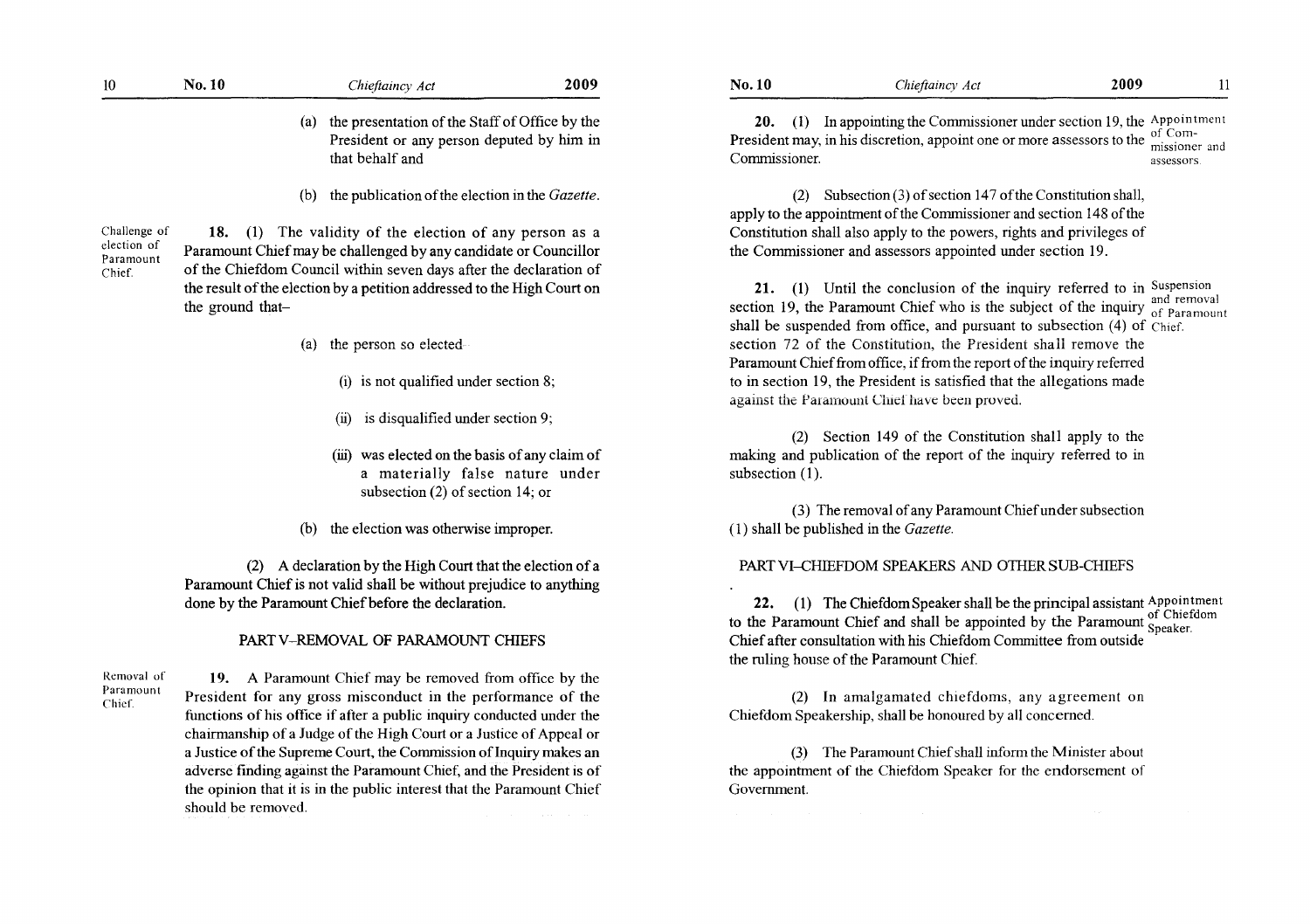(a) the presentation of the Staff of Office by the President or any person deputed by him in that behalf and

(b) the publication of the election in the *Gazette*.

Challenge of election of Paramount Chief.

**18.** (1) The validity of the election of any person as a Paramount Chief may be challenged by any candidate or Councillor of the Chiefdom Council within seven days after the declaration of the result of the election by a petition addressed to the High Court on the ground that–

(a) the person so elected–

(i) is not qualified under section 8;

(ii) is disqualified under section 9;

(iii) was elected on the basis of any claim of a materially false nature under subsection (2) of section 14; or

(b) the election was otherwise improper.

(2) A declaration by the High Court that the election of a Paramount Chief is not valid shall be without prejudice to anything done by the Paramount Chief before the declaration.

## PART V–REMOVAL OF PARAMOUNT CHIEFS

Removal of Paramount Chief.

**19.** A Paramount Chief may be removed from office by the President for any gross misconduct in the performance of the functions of his office if after a public inquiry conducted under the chairmanship of a Judge of the High Court or a Justice of Appeal or a Justice of the Supreme Court, the Commission of Inquiry makes an adverse finding against the Paramount Chief, and the President is of the opinion that it is in the public interest that the Paramount Chief should be removed.

Appointment of Commissioner and assessors.

**20.** (1) In appointing the Commissioner under section 19, the President may, in his discretion, appoint one or more assessors to the Commissioner.

(2) Subsection (3) of section 147 of the Constitution shall, apply to the appointment of the Commissioner and section 148 of the Constitution shall also apply to the powers, rights and privileges of the Commissioner and assessors appointed under section 19.

Suspension and removal of Paramount Chief.

**21.** (1) Until the conclusion of the inquiry referred to in section 19, the Paramount Chief who is the subject of the inquiry shall be suspended from office, and pursuant to subsection (4) of section 72 of the Constitution, the President shall remove the Paramount Chief from office, if from the report of the inquiry referred to in section 19, the President is satisfied that the allegations made against the Paramount Chief have been proved.

(2) Section 149 of the Constitution shall apply to the making and publication of the report of the inquiry referred to in subsection (1).

(3) The removal of any Paramount Chief under subsection (1) shall be published in the *Gazette*.

## PART VI–CHIEFDOM SPEAKERS AND OTHER SUB-CHIEFS

Appointment of Chiefdom Speaker.

**22.** (1) The Chiefdom Speaker shall be the principal assistant to the Paramount Chief and shall be appointed by the Paramount Chief after consultation with his Chiefdom Committee from outside the ruling house of the Paramount Chief.

(2) In amalgamated chiefdoms, any agreement on Chiefdom Speakership, shall be honoured by all concerned.

(3) The Paramount Chief shall inform the Minister about the appointment of the Chiefdom Speaker for the endorsement of Government.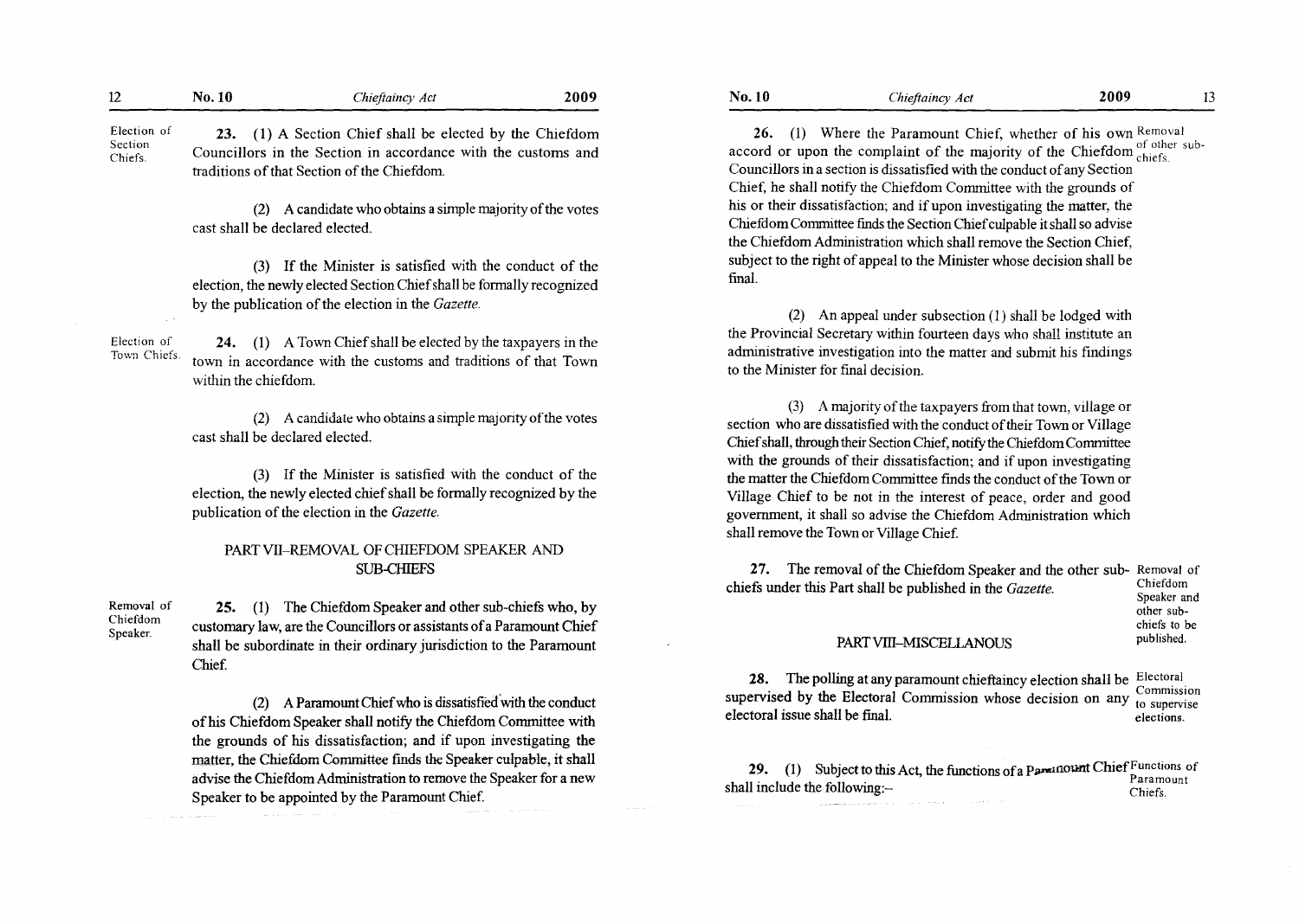**Election of Section Chiefs.**

**23.** (1) A Section Chief shall be elected by the Chiefdom Councillors in the Section in accordance with the customs and traditions of that Section of the Chiefdom.

(2) A candidate who obtains a simple majority of the votes cast shall be declared elected.

(3) If the Minister is satisfied with the conduct of the election, the newly elected Section Chief shall be formally recognized by the publication of the election in the *Gazette*.

**Election of Town Chiefs.**

**24.** (1) A Town Chief shall be elected by the taxpayers in the town in accordance with the customs and traditions of that Town within the chiefdom.

(2) A candidate who obtains a simple majority of the votes cast shall be declared elected.

(3) If the Minister is satisfied with the conduct of the election, the newly elected chief shall be formally recognized by the publication of the election in the *Gazette*.

## PART VII–REMOVAL OF CHIEFDOM SPEAKER AND SUB-CHIEFS

**Removal of Chiefdom Speaker.**

**25.** (1) The Chiefdom Speaker and other sub-chiefs who, by customary law, are the Councillors or assistants of a Paramount Chief shall be subordinate in their ordinary jurisdiction to the Paramount Chief.

(2) A Paramount Chief who is dissatisfied with the conduct of his Chiefdom Speaker shall notify the Chiefdom Committee with the grounds of his dissatisfaction; and if upon investigating the matter, the Chiefdom Committee finds the Speaker culpable, it shall advise the Chiefdom Administration to remove the Speaker for a new Speaker to be appointed by the Paramount Chief.

**Removal of other sub-chiefs.**

**26.** (1) Where the Paramount Chief, whether of his own accord or upon the complaint of the majority of the Chiefdom Councillors in a section is dissatisfied with the conduct of any Section Chief, he shall notify the Chiefdom Committee with the grounds of his or their dissatisfaction; and if upon investigating the matter, the Chiefdom Committee finds the Section Chief culpable it shall so advise the Chiefdom Administration which shall remove the Section Chief, subject to the right of appeal to the Minister whose decision shall be final.

(2) An appeal under subsection (1) shall be lodged with the Provincial Secretary within fourteen days who shall institute an administrative investigation into the matter and submit his findings to the Minister for final decision.

(3) A majority of the taxpayers from that town, village or section who are dissatisfied with the conduct of their Town or Village Chief shall, through their Section Chief, notify the Chiefdom Committee with the grounds of their dissatisfaction; and if upon investigating the matter the Chiefdom Committee finds the conduct of the Town or Village Chief to be not in the interest of peace, order and good government, it shall so advise the Chiefdom Administration which shall remove the Town or Village Chief.

**Removal of Chiefdom Speaker and other sub-chiefs to be published.**

**27.** The removal of the Chiefdom Speaker and the other sub-chiefs under this Part shall be published in the *Gazette*.

## PART VIII–MISCELLANOUS

**Electoral Commission to supervise elections.**

**28.** The polling at any paramount chieftaincy election shall be supervised by the Electoral Commission whose decision on any electoral issue shall be final.

**Functions of Paramount Chiefs.**

**29.** (1) Subject to this Act, the functions of a Paramount Chief shall include the following:–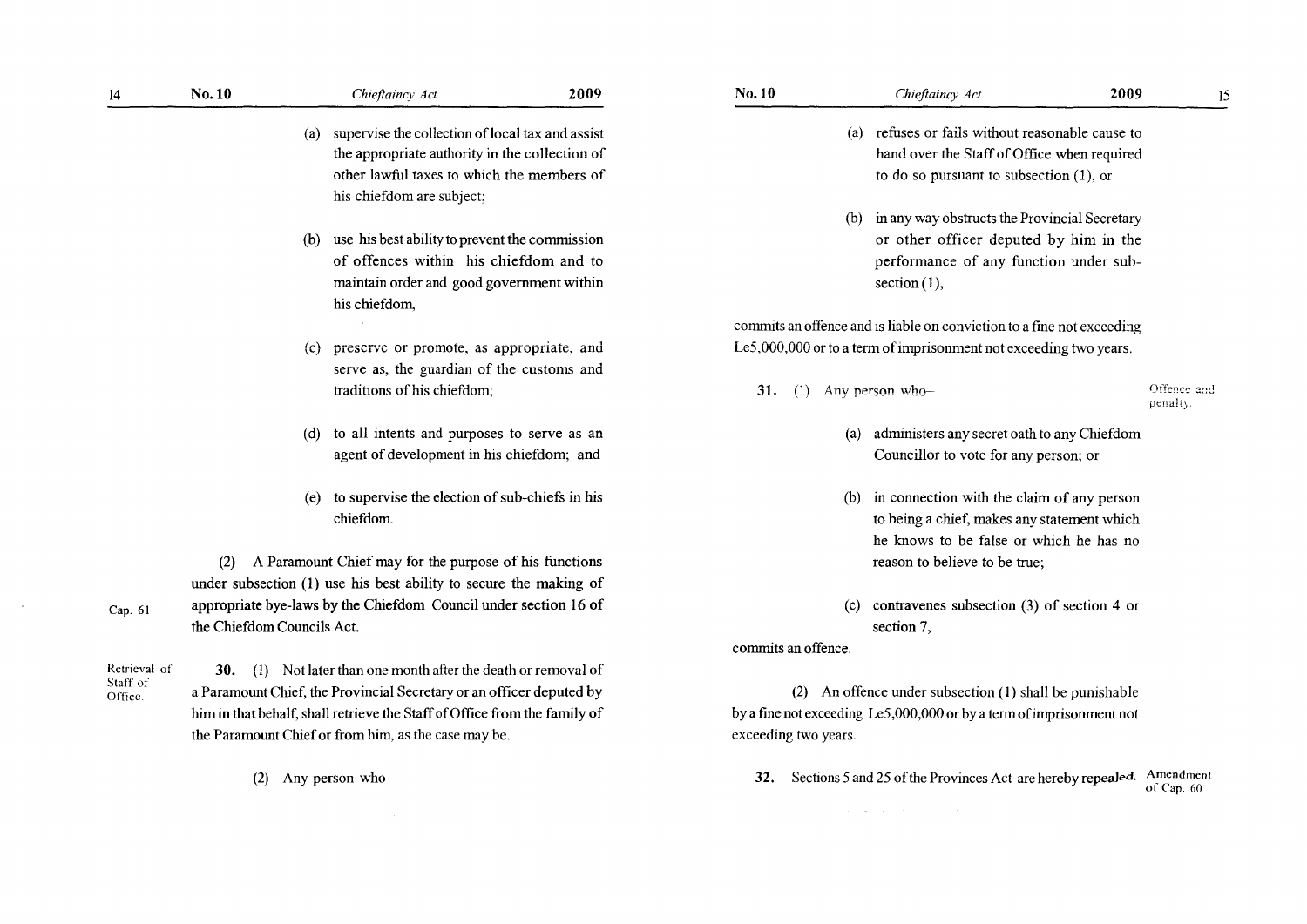(a) supervise the collection of local tax and assist the appropriate authority in the collection of other lawful taxes to which the members of his chiefdom are subject;

(b) use his best ability to prevent the commission of offences within his chiefdom and to maintain order and good government within his chiefdom,

(c) preserve or promote, as appropriate, and serve as, the guardian of the customs and traditions of his chiefdom;

(d) to all intents and purposes to serve as an agent of development in his chiefdom; and

(e) to supervise the election of sub-chiefs in his chiefdom.

(2) A Paramount Chief may for the purpose of his functions under subsection (1) use his best ability to secure the making of appropriate bye-laws by the Chiefdom Council under section 16 of the Chiefdom Councils Act.

Cap. 61

Retrieval of Staff of Office.

**30.** (1) Not later than one month after the death or removal of a Paramount Chief, the Provincial Secretary or an officer deputed by him in that behalf, shall retrieve the Staff of Office from the family of the Paramount Chief or from him, as the case may be.

(2) Any person who–

(a) refuses or fails without reasonable cause to hand over the Staff of Office when required to do so pursuant to subsection (1), or

(b) in any way obstructs the Provincial Secretary or other officer deputed by him in the performance of any function under sub-section (1),

commits an offence and is liable on conviction to a fine not exceeding Le5,000,000 or to a term of imprisonment not exceeding two years.

Offence and penalty.

**31.** (1) Any person who–

(a) administers any secret oath to any Chiefdom Councillor to vote for any person; or

(b) in connection with the claim of any person to being a chief, makes any statement which he knows to be false or which he has no reason to believe to be true;

(c) contravenes subsection (3) of section 4 or section 7,

commits an offence.

(2) An offence under subsection (1) shall be punishable by a fine not exceeding Le5,000,000 or by a term of imprisonment not exceeding two years.

Amendment of Cap. 60.

**32.** Sections 5 and 25 of the Provinces Act are hereby repealed.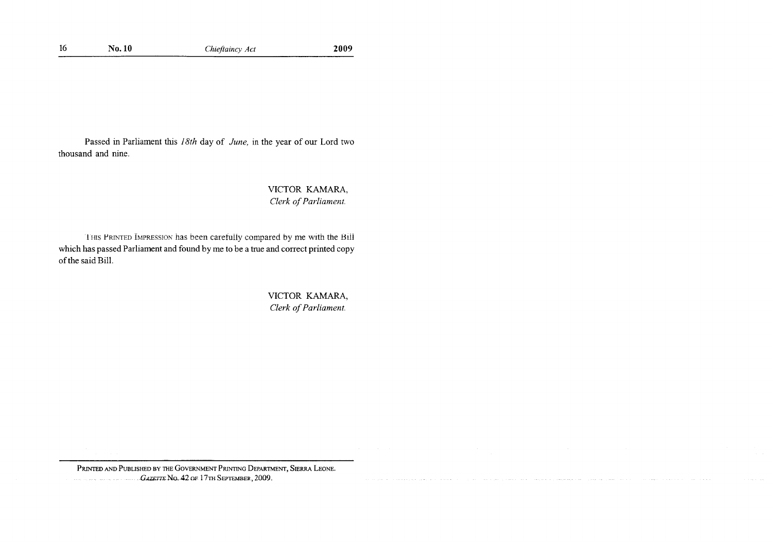Passed in Parliament this *18th* day of *June,* in the year of our Lord two thousand and nine.

VICTOR KAMARA,
*Clerk of Parliament.*

THIS PRINTED IMPRESSION has been carefully compared by me with the Bill which has passed Parliament and found by me to be a true and correct printed copy of the said Bill.

VICTOR KAMARA,
*Clerk of Parliament.*

PRINTED AND PUBLISHED BY THE GOVERNMENT PRINTING DEPARTMENT, SIERRA LEONE.
*GAZETTE* NO. 42 OF 17TH SEPTEMBER, 2009.